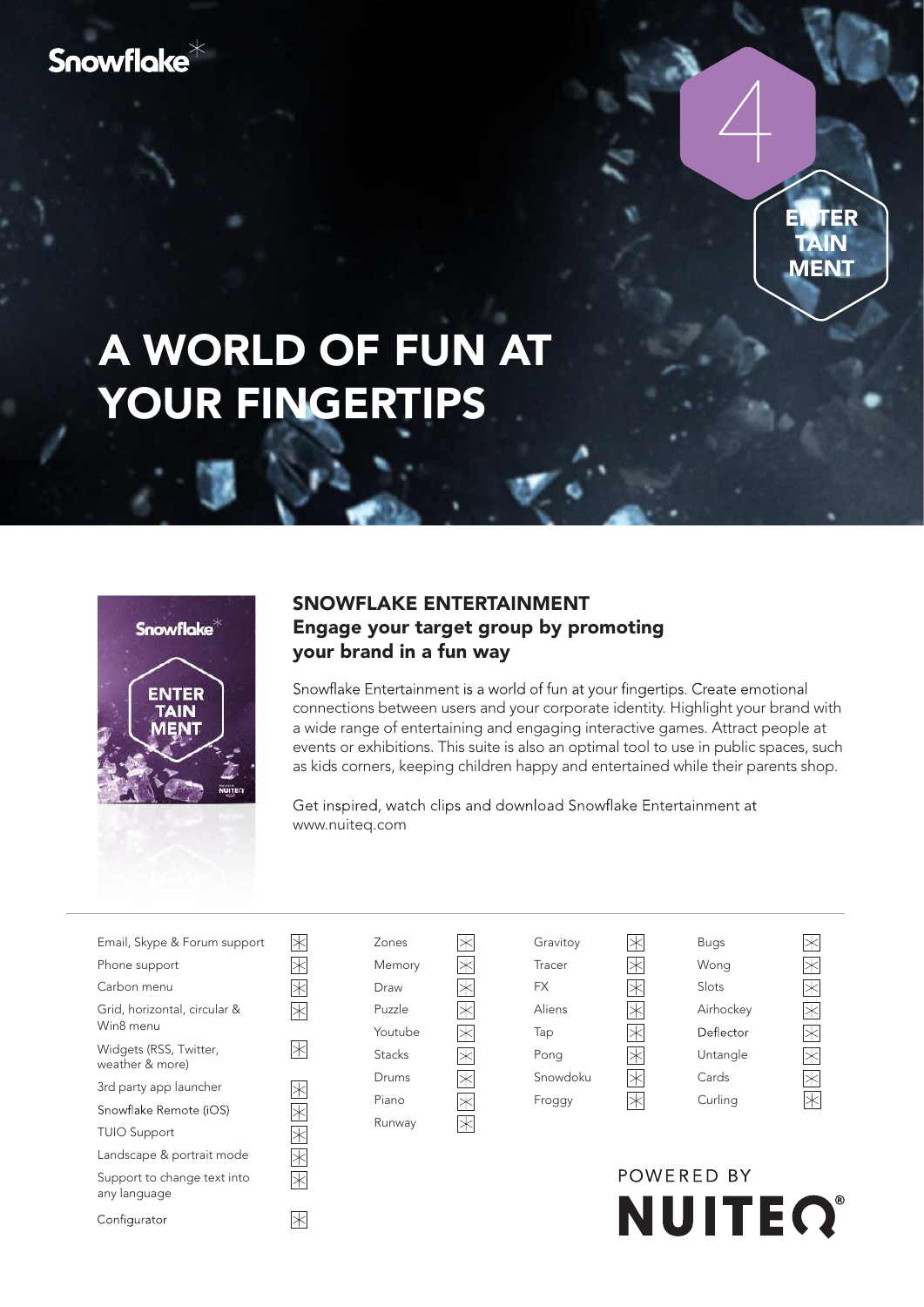Snowflake

4

ENTER TAIN MENT

# A WORLD OF FUN AT YOUR FINGERTIPS

## SNOWFLAKE ENTERTAINMENT

### Engage your target group by promoting your brand in a fun way

Snowflake Entertainment is a world of fun at your fingertips. Create emotional connections between users and your corporate identity. Highlight your brand with a wide range of entertaining and engaging interactive games. Attract people at events or exhibitions. This suite is also an optimal tool to use in public spaces, such as kids corners, keeping children happy and entertained while their parents shop.

Get inspired, watch clips and download Snowflake Entertainment at www.nuiteq.com

- Email, Skype & Forum support
- Phone support
- Carbon menu
- Grid, horizontal, circular & Win8 menu
- Widgets (RSS, Twitter, weather & more)
- 3rd party app launcher
- Snowflake Remote (iOS)
- TUIO Support
- Landscape & portrait mode
- Support to change text into any language
- Configurator

- Zones
- Memory
- Draw
- Puzzle
- Youtube
- Stacks
- Drums
- Piano
- Runway

- Gravitoy
- Tracer
- FX
- Aliens
- Tap
- Pong
- Snowdoku
- Froggy

- Bugs
- Wong
- Slots
- Airhockey
- Deflector
- Untangle
- Cards
- Curling

POWERED BY NUITEQ®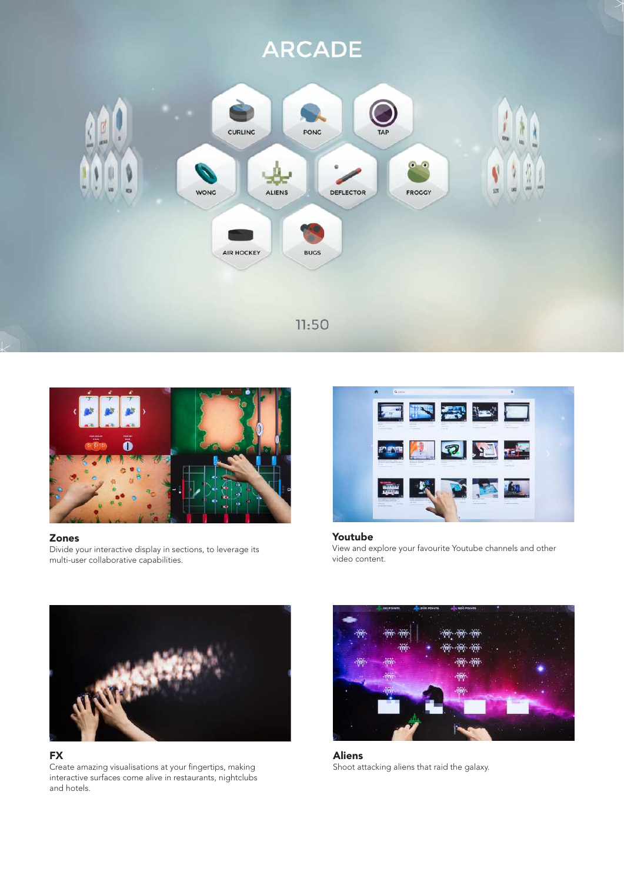## Zones

Divide your interactive display in sections, to leverage its multi-user collaborative capabilities.

## Youtube

View and explore your favourite Youtube channels and other video content.

## FX

Create amazing visualisations at your fingertips, making interactive surfaces come alive in restaurants, nightclubs and hotels.

## Aliens

Shoot attacking aliens that raid the galaxy.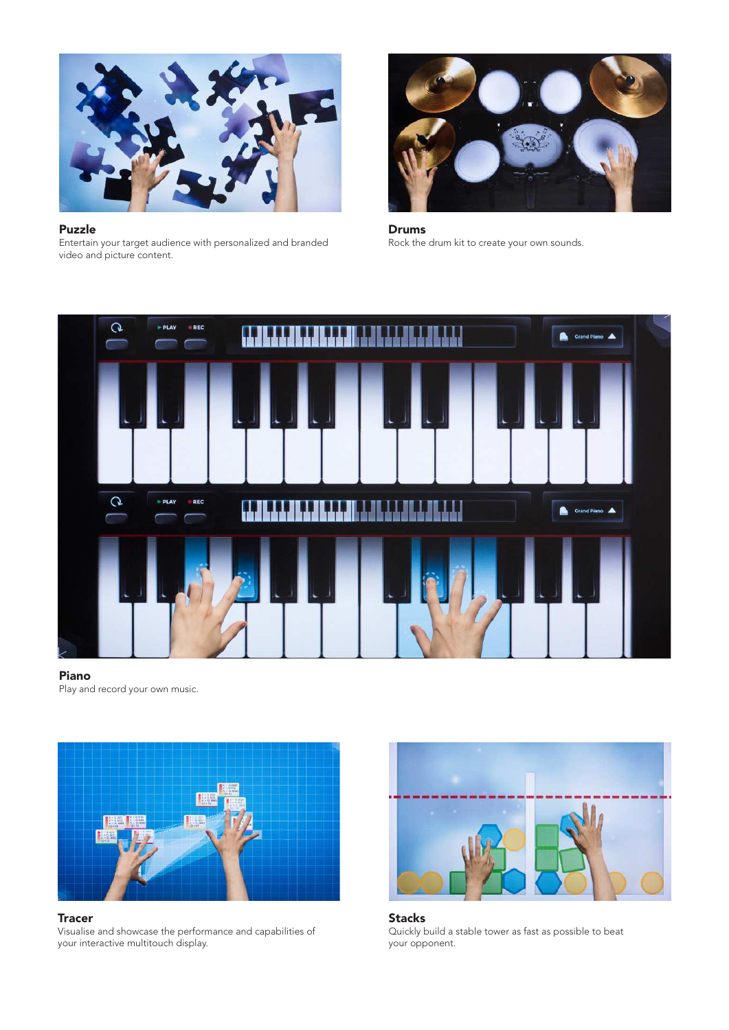**Puzzle**
Entertain your target audience with personalized and branded video and picture content.

**Drums**
Rock the drum kit to create your own sounds.

**Piano**
Play and record your own music.

**Tracer**
Visualise and showcase the performance and capabilities of your interactive multitouch display.

**Stacks**
Quickly build a stable tower as fast as possible to beat your opponent.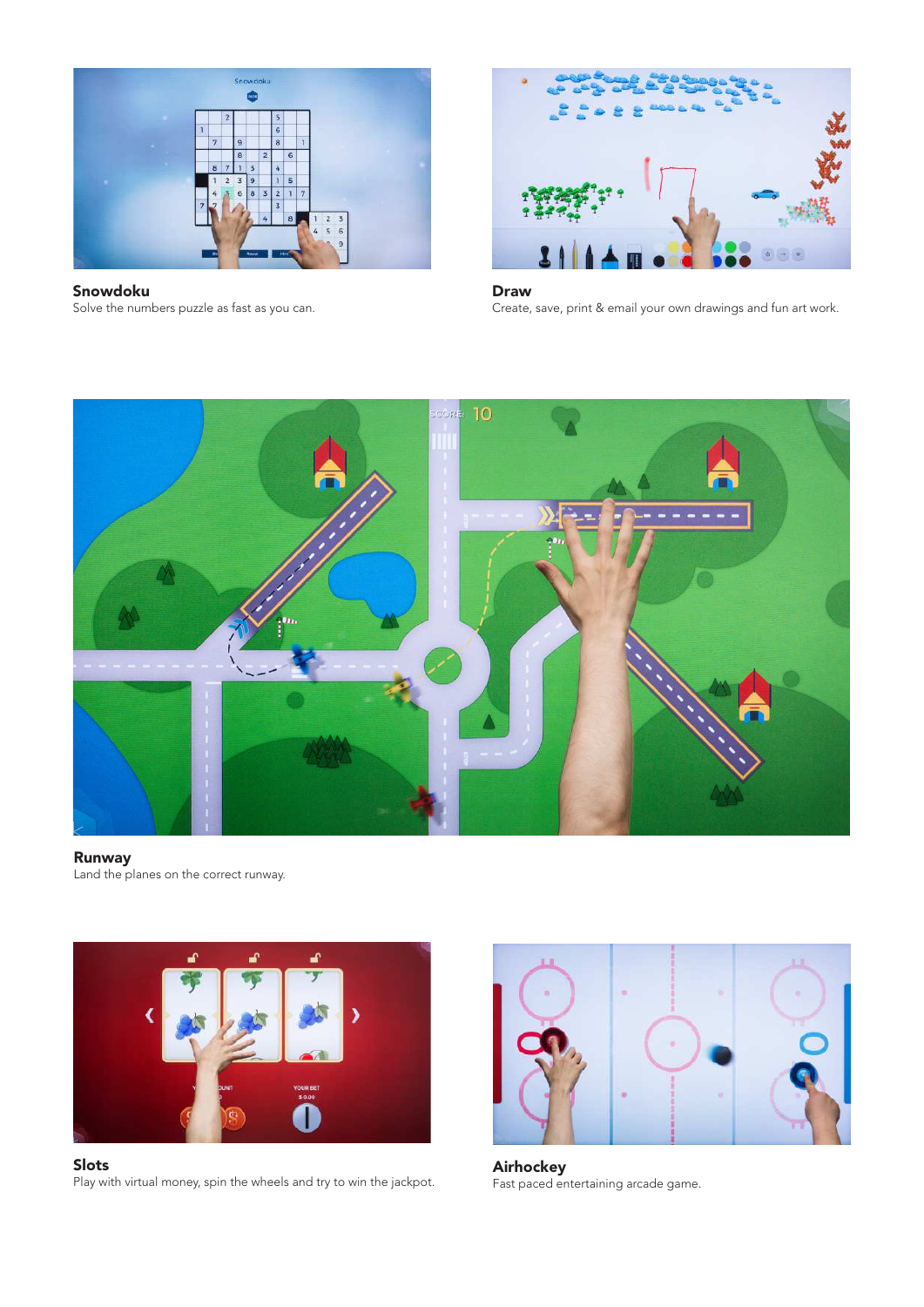**Snowdoku**
Solve the numbers puzzle as fast as you can.

**Draw**
Create, save, print & email your own drawings and fun art work.

**Runway**
Land the planes on the correct runway.

**Slots**
Play with virtual money, spin the wheels and try to win the jackpot.

**Airhockey**
Fast paced entertaining arcade game.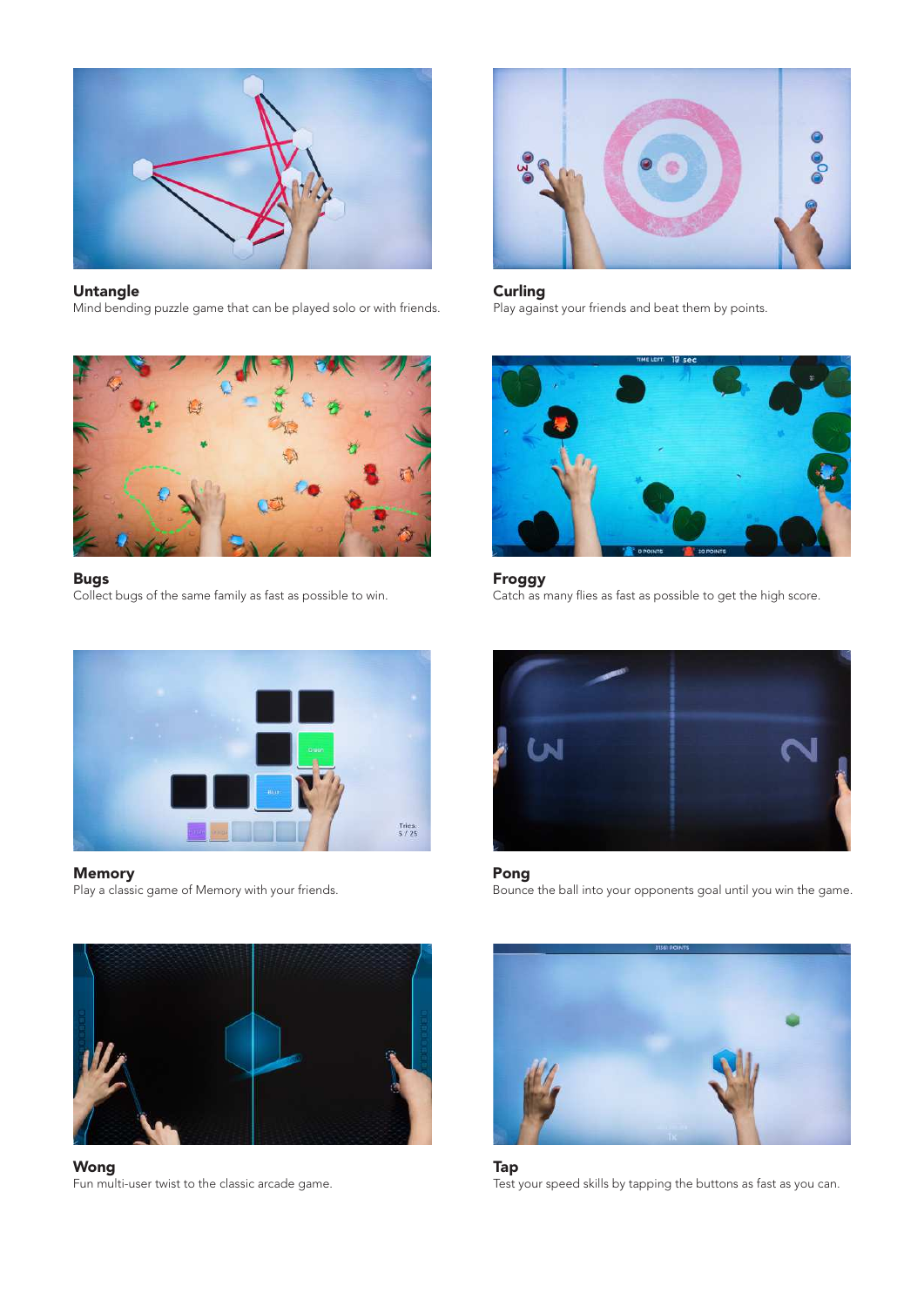**Untangle**
Mind bending puzzle game that can be played solo or with friends.

**Curling**
Play against your friends and beat them by points.

**Bugs**
Collect bugs of the same family as fast as possible to win.

**Froggy**
Catch as many flies as fast as possible to get the high score.

**Memory**
Play a classic game of Memory with your friends.

**Pong**
Bounce the ball into your opponents goal until you win the game.

**Wong**
Fun multi-user twist to the classic arcade game.

**Tap**
Test your speed skills by tapping the buttons as fast as you can.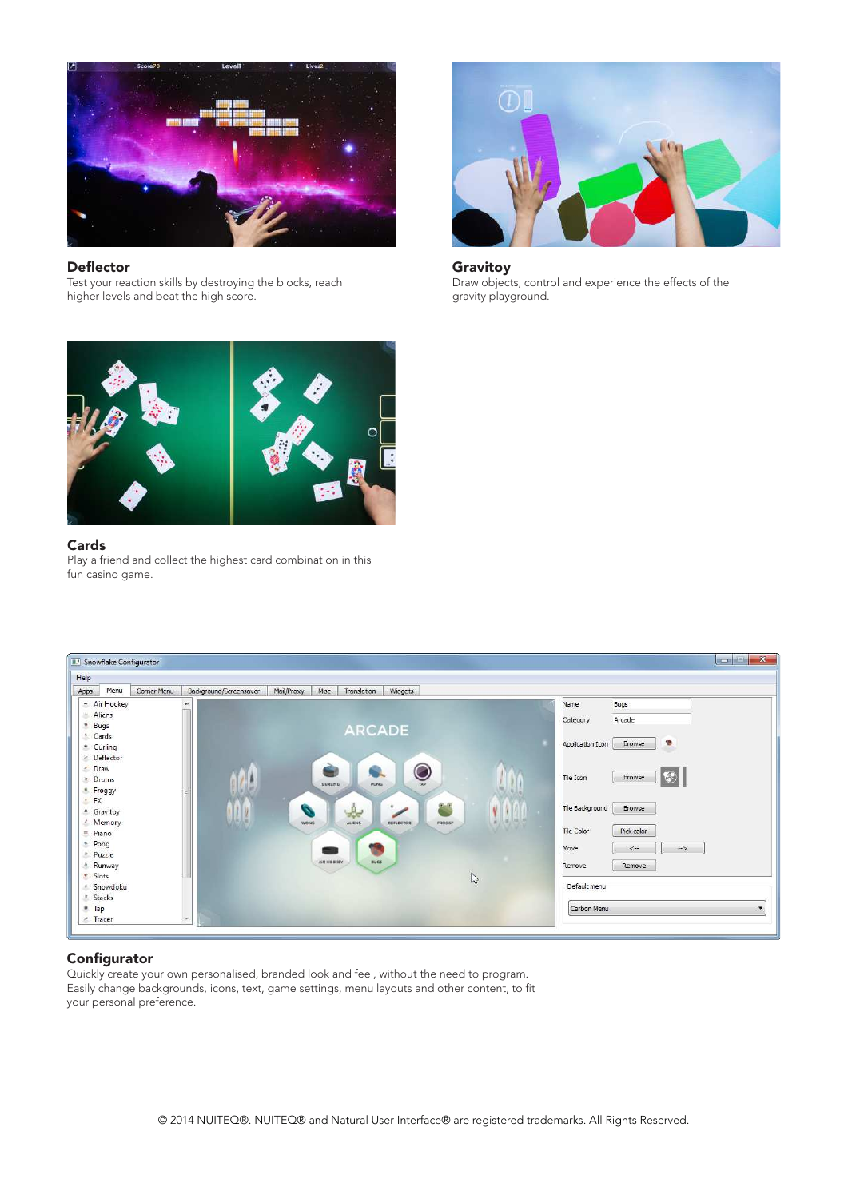### Deflector

Test your reaction skills by destroying the blocks, reach higher levels and beat the high score.

### Gravitoy

Draw objects, control and experience the effects of the gravity playground.

### Cards

Play a friend and collect the highest card combination in this fun casino game.

### Configurator

Quickly create your own personalised, branded look and feel, without the need to program. Easily change backgrounds, icons, text, game settings, menu layouts and other content, to fit your personal preference.

© 2014 NUITEQ®. NUITEQ® and Natural User Interface® are registered trademarks. All Rights Reserved.